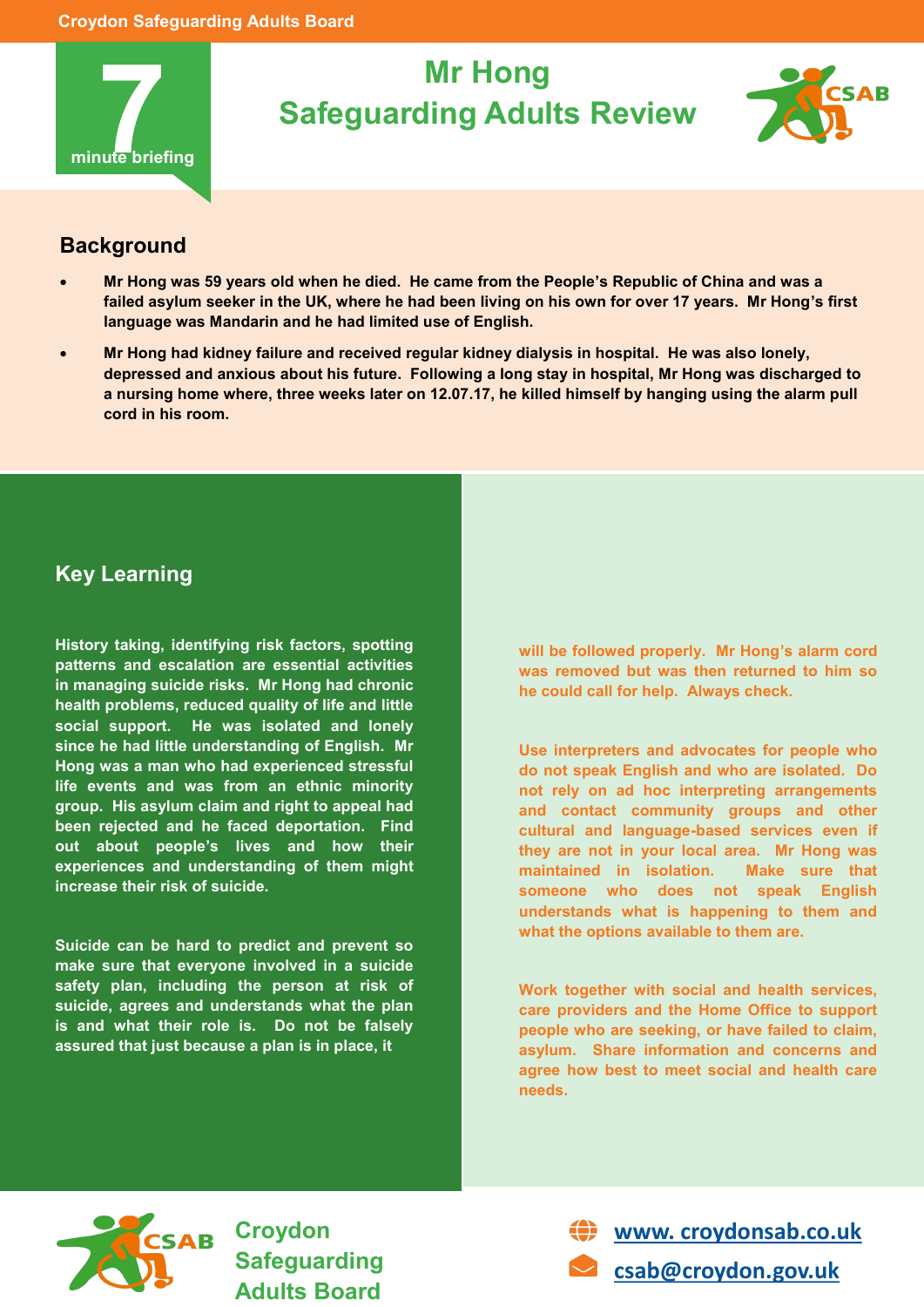Croydon Safeguarding Adults Board

7 minute briefing

# Mr Hong Safeguarding Adults Review

CSAB

## Background

- Mr Hong was 59 years old when he died. He came from the People's Republic of China and was a failed asylum seeker in the UK, where he had been living on his own for over 17 years. Mr Hong's first language was Mandarin and he had limited use of English.
- Mr Hong had kidney failure and received regular kidney dialysis in hospital. He was also lonely, depressed and anxious about his future. Following a long stay in hospital, Mr Hong was discharged to a nursing home where, three weeks later on 12.07.17, he killed himself by hanging using the alarm pull cord in his room.

## Key Learning

History taking, identifying risk factors, spotting patterns and escalation are essential activities in managing suicide risks. Mr Hong had chronic health problems, reduced quality of life and little social support. He was isolated and lonely since he had little understanding of English. Mr Hong was a man who had experienced stressful life events and was from an ethnic minority group. His asylum claim and right to appeal had been rejected and he faced deportation. Find out about people's lives and how their experiences and understanding of them might increase their risk of suicide.

Suicide can be hard to predict and prevent so make sure that everyone involved in a suicide safety plan, including the person at risk of suicide, agrees and understands what the plan is and what their role is. Do not be falsely assured that just because a plan is in place, it will be followed properly. Mr Hong's alarm cord was removed but was then returned to him so he could call for help. Always check.

Use interpreters and advocates for people who do not speak English and who are isolated. Do not rely on ad hoc interpreting arrangements and contact community groups and other cultural and language-based services even if they are not in your local area. Mr Hong was maintained in isolation. Make sure that someone who does not speak English understands what is happening to them and what the options available to them are.

Work together with social and health services, care providers and the Home Office to support people who are seeking, or have failed to claim, asylum. Share information and concerns and agree how best to meet social and health care needs.

Croydon Safeguarding Adults Board

www. croydonsab.co.uk

csab@croydon.gov.uk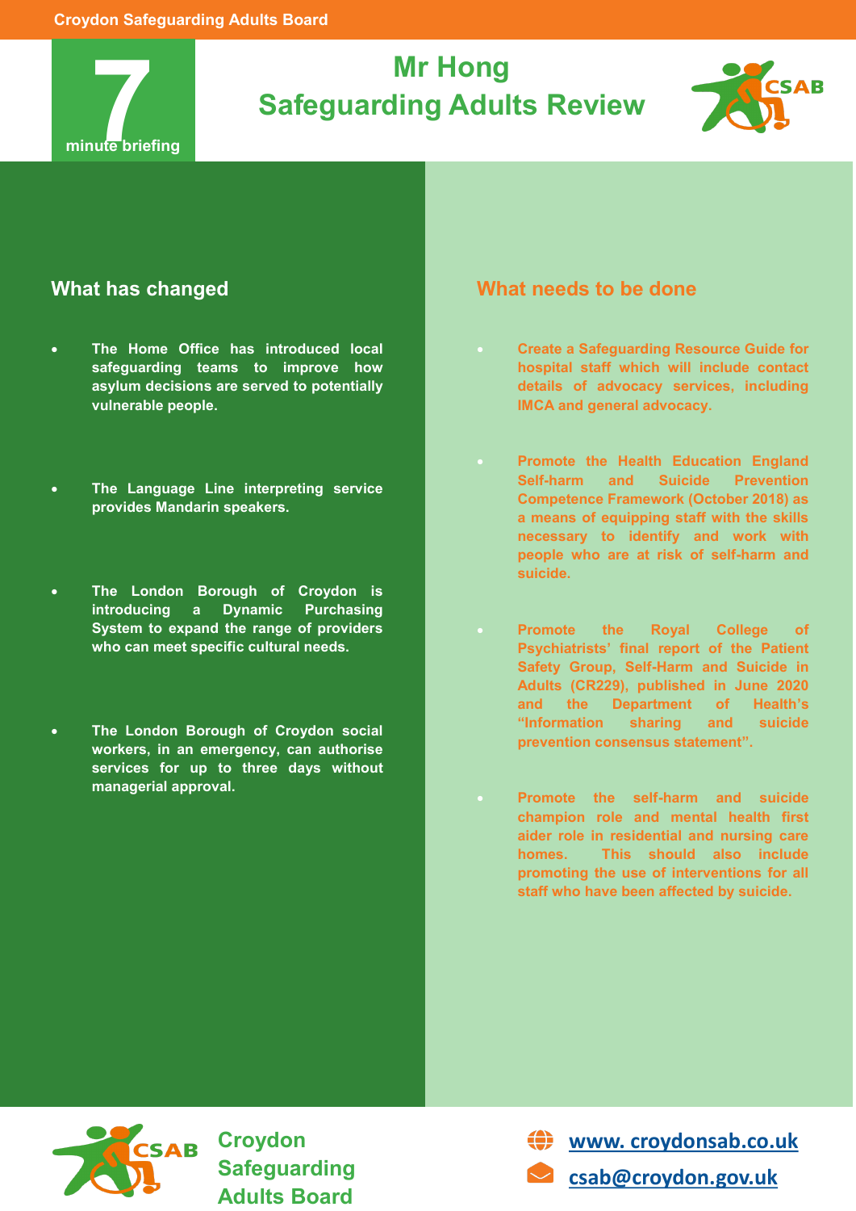# Mr Hong Safeguarding Adults Review

7 minute briefing

## What has changed

- The Home Office has introduced local safeguarding teams to improve how asylum decisions are served to potentially vulnerable people.
- The Language Line interpreting service provides Mandarin speakers.
- The London Borough of Croydon is introducing a Dynamic Purchasing System to expand the range of providers who can meet specific cultural needs.
- The London Borough of Croydon social workers, in an emergency, can authorise services for up to three days without managerial approval.

## What needs to be done

- Create a Safeguarding Resource Guide for hospital staff which will include contact details of advocacy services, including IMCA and general advocacy.
- Promote the Health Education England Self-harm and Suicide Prevention Competence Framework (October 2018) as a means of equipping staff with the skills necessary to identify and work with people who are at risk of self-harm and suicide.
- Promote the Royal College of Psychiatrists' final report of the Patient Safety Group, Self-Harm and Suicide in Adults (CR229), published in June 2020 and the Department of Health's "Information sharing and suicide prevention consensus statement".
- Promote the self-harm and suicide champion role and mental health first aider role in residential and nursing care homes. This should also include promoting the use of interventions for all staff who have been affected by suicide.

Croydon Safeguarding Adults Board

www. croydonsab.co.uk

csab@croydon.gov.uk